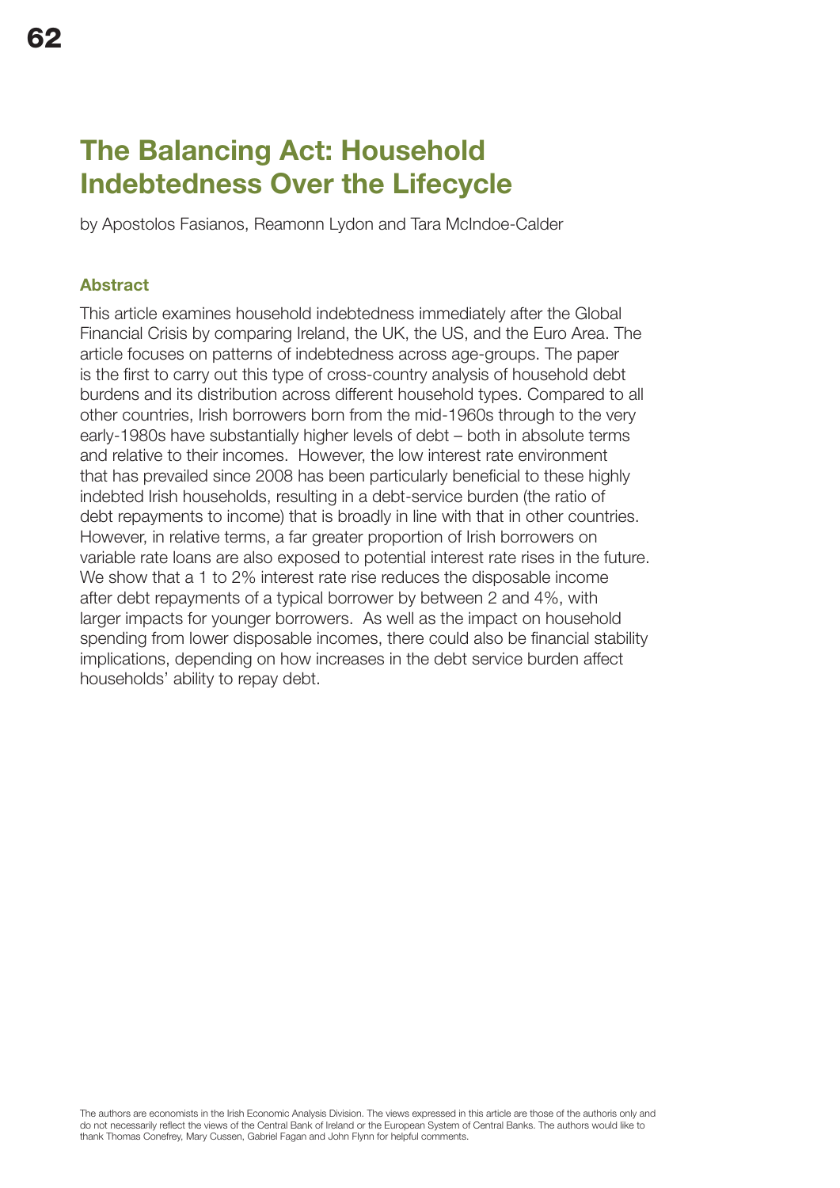# The Balancing Act: Household Indebtedness Over the Lifecycle

by Apostolos Fasianos, Reamonn Lydon and Tara McIndoe-Calder

## Abstract

This article examines household indebtedness immediately after the Global Financial Crisis by comparing Ireland, the UK, the US, and the Euro Area. The article focuses on patterns of indebtedness across age-groups. The paper is the first to carry out this type of cross-country analysis of household debt burdens and its distribution across different household types. Compared to all other countries, Irish borrowers born from the mid-1960s through to the very early-1980s have substantially higher levels of debt – both in absolute terms and relative to their incomes. However, the low interest rate environment that has prevailed since 2008 has been particularly beneficial to these highly indebted Irish households, resulting in a debt-service burden (the ratio of debt repayments to income) that is broadly in line with that in other countries. However, in relative terms, a far greater proportion of Irish borrowers on variable rate loans are also exposed to potential interest rate rises in the future. We show that a 1 to 2% interest rate rise reduces the disposable income after debt repayments of a typical borrower by between 2 and 4%, with larger impacts for younger borrowers. As well as the impact on household spending from lower disposable incomes, there could also be financial stability implications, depending on how increases in the debt service burden affect households' ability to repay debt.

The authors are economists in the Irish Economic Analysis Division. The views expressed in this article are those of the authoris only and do not necessarily reflect the views of the Central Bank of Ireland or the European System of Central Banks. The authors would like to thank Thomas Conefrey, Mary Cussen, Gabriel Fagan and John Flynn for helpful comments.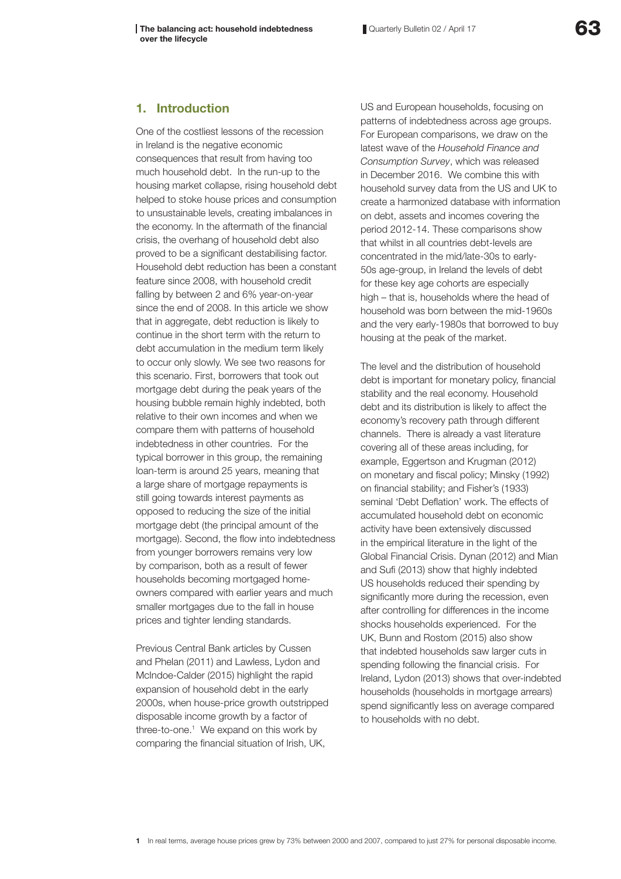## 1. Introduction

One of the costliest lessons of the recession in Ireland is the negative economic consequences that result from having too much household debt. In the run-up to the housing market collapse, rising household debt helped to stoke house prices and consumption to unsustainable levels, creating imbalances in the economy. In the aftermath of the financial crisis, the overhang of household debt also proved to be a significant destabilising factor. Household debt reduction has been a constant feature since 2008, with household credit falling by between 2 and 6% year-on-year since the end of 2008. In this article we show that in aggregate, debt reduction is likely to continue in the short term with the return to debt accumulation in the medium term likely to occur only slowly. We see two reasons for this scenario. First, borrowers that took out mortgage debt during the peak years of the housing bubble remain highly indebted, both relative to their own incomes and when we compare them with patterns of household indebtedness in other countries. For the typical borrower in this group, the remaining loan-term is around 25 years, meaning that a large share of mortgage repayments is still going towards interest payments as opposed to reducing the size of the initial mortgage debt (the principal amount of the mortgage). Second, the flow into indebtedness from younger borrowers remains very low by comparison, both as a result of fewer households becoming mortgaged home-owners compared with earlier years and much smaller mortgages due to the fall in house prices and tighter lending standards.

Previous Central Bank articles by Cussen and Phelan (2011) and Lawless, Lydon and McIndoe-Calder (2015) highlight the rapid expansion of household debt in the early 2000s, when house-price growth outstripped disposable income growth by a factor of three-to-one.[1] We expand on this work by comparing the financial situation of Irish, UK, US and European households, focusing on patterns of indebtedness across age groups. For European comparisons, we draw on the latest wave of the *Household Finance and Consumption Survey*, which was released in December 2016. We combine this with household survey data from the US and UK to create a harmonized database with information on debt, assets and incomes covering the period 2012-14. These comparisons show that whilst in all countries debt-levels are concentrated in the mid/late-30s to early-50s age-group, in Ireland the levels of debt for these key age cohorts are especially high – that is, households where the head of household was born between the mid-1960s and the very early-1980s that borrowed to buy housing at the peak of the market.

The level and the distribution of household debt is important for monetary policy, financial stability and the real economy. Household debt and its distribution is likely to affect the economy's recovery path through different channels. There is already a vast literature covering all of these areas including, for example, Eggertson and Krugman (2012) on monetary and fiscal policy; Minsky (1992) on financial stability; and Fisher's (1933) seminal 'Debt Deflation' work. The effects of accumulated household debt on economic activity have been extensively discussed in the empirical literature in the light of the Global Financial Crisis. Dynan (2012) and Mian and Sufi (2013) show that highly indebted US households reduced their spending by significantly more during the recession, even after controlling for differences in the income shocks households experienced. For the UK, Bunn and Rostom (2015) also show that indebted households saw larger cuts in spending following the financial crisis. For Ireland, Lydon (2013) shows that over-indebted households (households in mortgage arrears) spend significantly less on average compared to households with no debt.

1 In real terms, average house prices grew by 73% between 2000 and 2007, compared to just 27% for personal disposable income.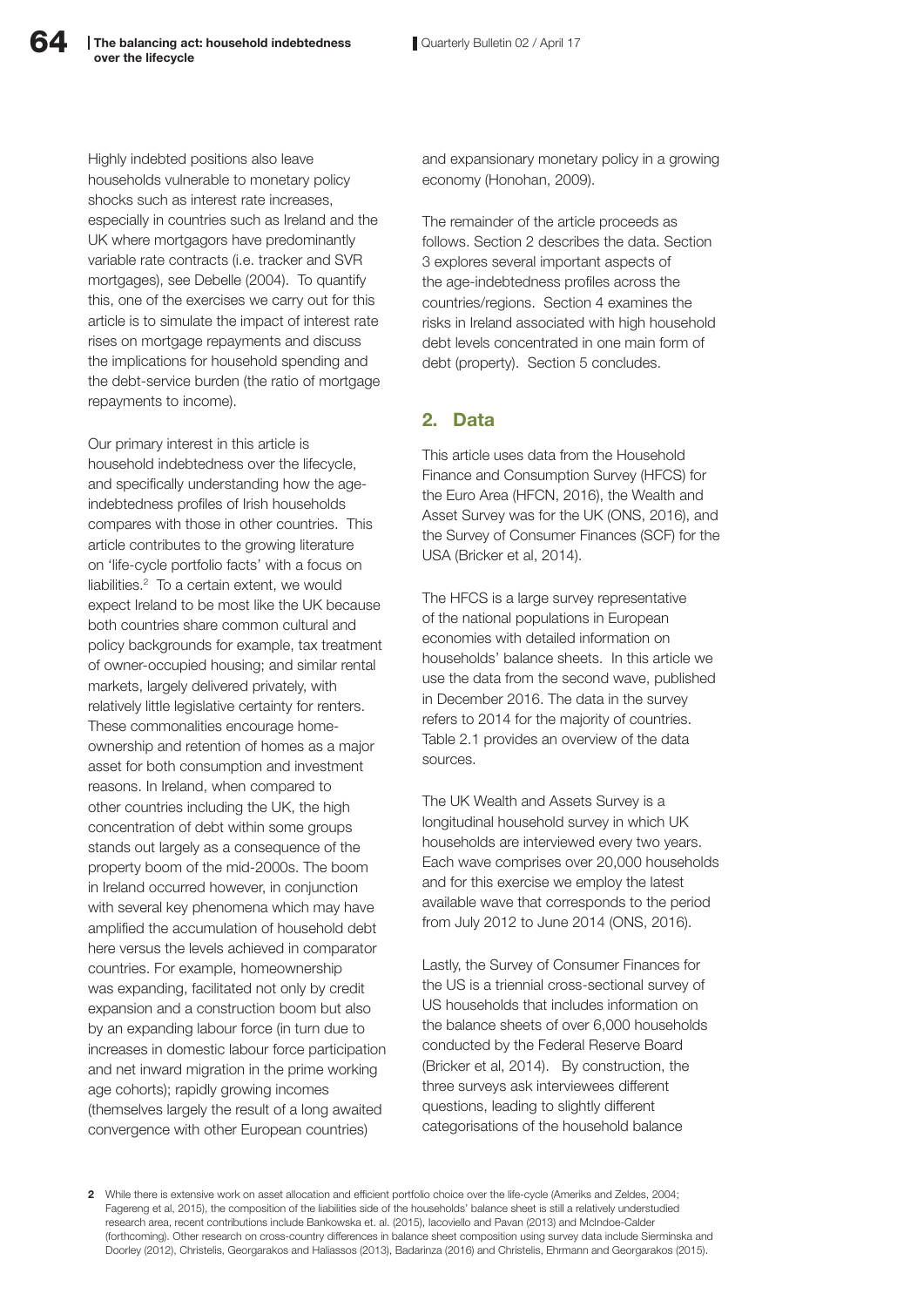Highly indebted positions also leave households vulnerable to monetary policy shocks such as interest rate increases, especially in countries such as Ireland and the UK where mortgagors have predominantly variable rate contracts (i.e. tracker and SVR mortgages), see Debelle (2004). To quantify this, one of the exercises we carry out for this article is to simulate the impact of interest rate rises on mortgage repayments and discuss the implications for household spending and the debt-service burden (the ratio of mortgage repayments to income).

Our primary interest in this article is household indebtedness over the lifecycle, and specifically understanding how the age-indebtedness profiles of Irish households compares with those in other countries. This article contributes to the growing literature on 'life-cycle portfolio facts' with a focus on liabilities.[2] To a certain extent, we would expect Ireland to be most like the UK because both countries share common cultural and policy backgrounds for example, tax treatment of owner-occupied housing; and similar rental markets, largely delivered privately, with relatively little legislative certainty for renters. These commonalities encourage home-ownership and retention of homes as a major asset for both consumption and investment reasons. In Ireland, when compared to other countries including the UK, the high concentration of debt within some groups stands out largely as a consequence of the property boom of the mid-2000s. The boom in Ireland occurred however, in conjunction with several key phenomena which may have amplified the accumulation of household debt here versus the levels achieved in comparator countries. For example, homeownership was expanding, facilitated not only by credit expansion and a construction boom but also by an expanding labour force (in turn due to increases in domestic labour force participation and net inward migration in the prime working age cohorts); rapidly growing incomes (themselves largely the result of a long awaited convergence with other European countries) and expansionary monetary policy in a growing economy (Honohan, 2009).

The remainder of the article proceeds as follows. Section 2 describes the data. Section 3 explores several important aspects of the age-indebtedness profiles across the countries/regions. Section 4 examines the risks in Ireland associated with high household debt levels concentrated in one main form of debt (property). Section 5 concludes.

## 2. Data

This article uses data from the Household Finance and Consumption Survey (HFCS) for the Euro Area (HFCN, 2016), the Wealth and Asset Survey was for the UK (ONS, 2016), and the Survey of Consumer Finances (SCF) for the USA (Bricker et al, 2014).

The HFCS is a large survey representative of the national populations in European economies with detailed information on households' balance sheets. In this article we use the data from the second wave, published in December 2016. The data in the survey refers to 2014 for the majority of countries. Table 2.1 provides an overview of the data sources.

The UK Wealth and Assets Survey is a longitudinal household survey in which UK households are interviewed every two years. Each wave comprises over 20,000 households and for this exercise we employ the latest available wave that corresponds to the period from July 2012 to June 2014 (ONS, 2016).

Lastly, the Survey of Consumer Finances for the US is a triennial cross-sectional survey of US households that includes information on the balance sheets of over 6,000 households conducted by the Federal Reserve Board (Bricker et al, 2014). By construction, the three surveys ask interviewees different questions, leading to slightly different categorisations of the household balance

[2] While there is extensive work on asset allocation and efficient portfolio choice over the life-cycle (Ameriks and Zeldes, 2004; Fagereng et al, 2015), the composition of the liabilities side of the households' balance sheet is still a relatively understudied research area, recent contributions include Bankowska et. al. (2015), Iacoviello and Pavan (2013) and McIndoe-Calder (forthcoming). Other research on cross-country differences in balance sheet composition using survey data include Sierminska and Doorley (2012), Christelis, Georgarakos and Haliassos (2013), Badarinza (2016) and Christelis, Ehrmann and Georgarakos (2015).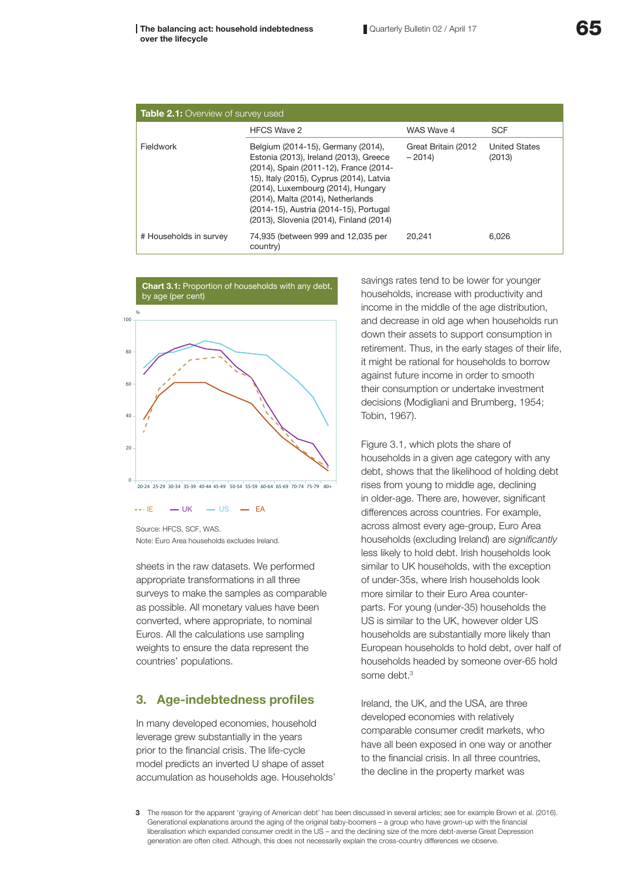**Table 2.1:** Overview of survey used

| | HFCS Wave 2 | WAS Wave 4 | SCF |
|---|---|---|---|
| Fieldwork | Belgium (2014-15), Germany (2014), Estonia (2013), Ireland (2013), Greece (2014), Spain (2011-12), France (2014-15), Italy (2015), Cyprus (2014), Latvia (2014), Luxembourg (2014), Hungary (2014), Malta (2014), Netherlands (2014-15), Austria (2014-15), Portugal (2013), Slovenia (2014), Finland (2014) | Great Britain (2012 – 2014) | United States (2013) |
| # Households in survey | 74,935 (between 999 and 12,035 per country) | 20,241 | 6,026 |

**Chart 3.1:** Proportion of households with any debt, by age (per cent)

Source: HFCS, SCF, WAS.
Note: Euro Area households excludes Ireland.

sheets in the raw datasets. We performed appropriate transformations in all three surveys to make the samples as comparable as possible. All monetary values have been converted, where appropriate, to nominal Euros. All the calculations use sampling weights to ensure the data represent the countries' populations.

## 3. Age-indebtedness profiles

In many developed economies, household leverage grew substantially in the years prior to the financial crisis. The life-cycle model predicts an inverted U shape of asset accumulation as households age. Households' savings rates tend to be lower for younger households, increase with productivity and income in the middle of the age distribution, and decrease in old age when households run down their assets to support consumption in retirement. Thus, in the early stages of their life, it might be rational for households to borrow against future income in order to smooth their consumption or undertake investment decisions (Modigliani and Brumberg, 1954; Tobin, 1967).

Figure 3.1, which plots the share of households in a given age category with any debt, shows that the likelihood of holding debt rises from young to middle age, declining in older-age. There are, however, significant differences across countries. For example, across almost every age-group, Euro Area households (excluding Ireland) are *significantly* less likely to hold debt. Irish households look similar to UK households, with the exception of under-35s, where Irish households look more similar to their Euro Area counter-parts. For young (under-35) households the US is similar to the UK, however older US households are substantially more likely than European households to hold debt, over half of households headed by someone over-65 hold some debt.[3]

Ireland, the UK, and the USA, are three developed economies with relatively comparable consumer credit markets, who have all been exposed in one way or another to the financial crisis. In all three countries, the decline in the property market was

3 The reason for the apparent 'graying of American debt' has been discussed in several articles; see for example Brown et al. (2016). Generational explanations around the aging of the original baby-boomers – a group who have grown-up with the financial liberalisation which expanded consumer credit in the US – and the declining size of the more debt-averse Great Depression generation are often cited. Although, this does not necessarily explain the cross-country differences we observe.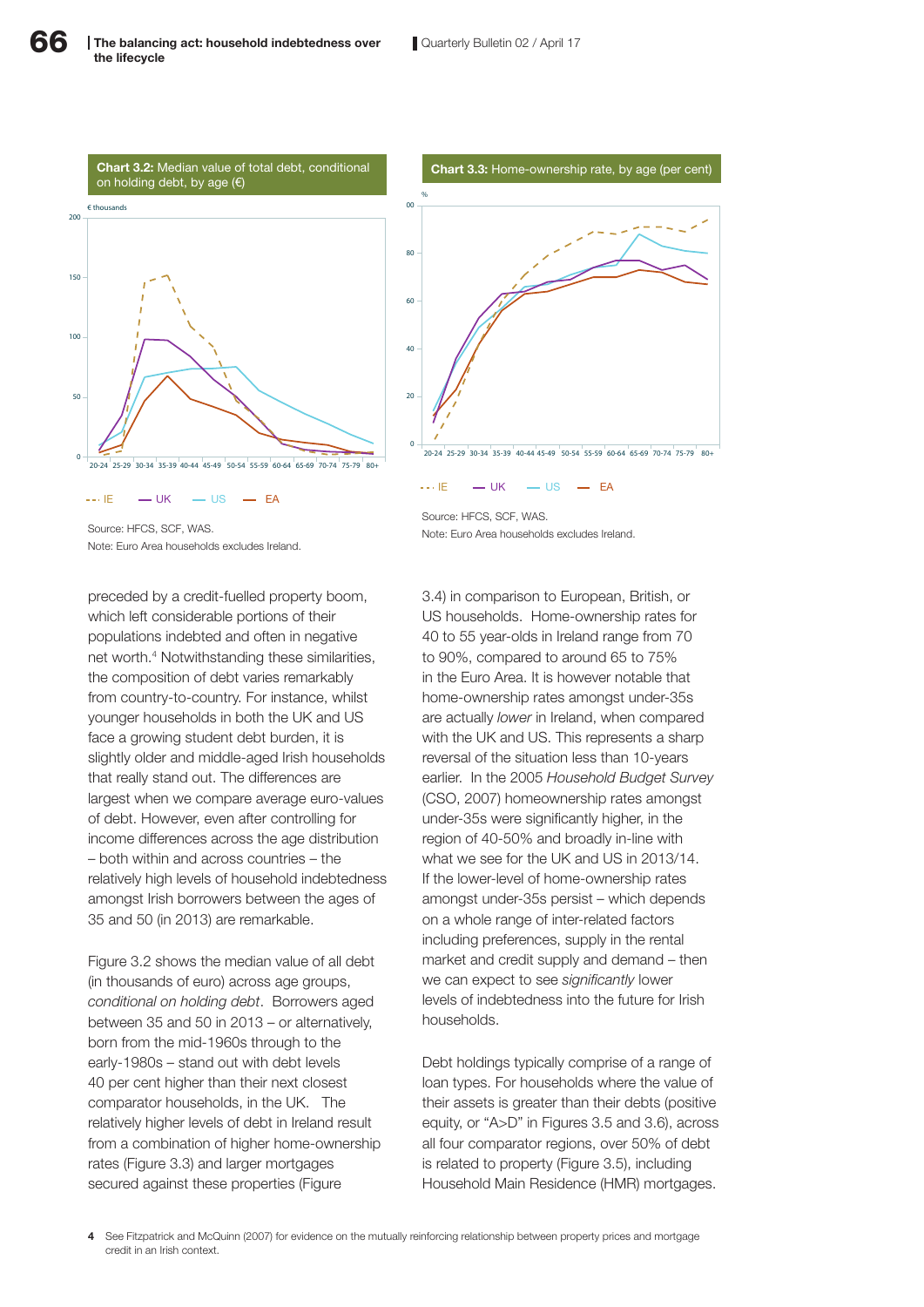**Chart 3.2:** Median value of total debt, conditional on holding debt, by age (€)

Source: HFCS, SCF, WAS.
Note: Euro Area households excludes Ireland.

**Chart 3.3:** Home-ownership rate, by age (per cent)

Source: HFCS, SCF, WAS.
Note: Euro Area households excludes Ireland.

preceded by a credit-fuelled property boom, which left considerable portions of their populations indebted and often in negative net worth.[4] Notwithstanding these similarities, the composition of debt varies remarkably from country-to-country. For instance, whilst younger households in both the UK and US face a growing student debt burden, it is slightly older and middle-aged Irish households that really stand out. The differences are largest when we compare average euro-values of debt. However, even after controlling for income differences across the age distribution – both within and across countries – the relatively high levels of household indebtedness amongst Irish borrowers between the ages of 35 and 50 (in 2013) are remarkable.

Figure 3.2 shows the median value of all debt (in thousands of euro) across age groups, *conditional on holding debt*. Borrowers aged between 35 and 50 in 2013 – or alternatively, born from the mid-1960s through to the early-1980s – stand out with debt levels 40 per cent higher than their next closest comparator households, in the UK. The relatively higher levels of debt in Ireland result from a combination of higher home-ownership rates (Figure 3.3) and larger mortgages secured against these properties (Figure 3.4) in comparison to European, British, or US households. Home-ownership rates for 40 to 55 year-olds in Ireland range from 70 to 90%, compared to around 65 to 75% in the Euro Area. It is however notable that home-ownership rates amongst under-35s are actually *lower* in Ireland, when compared with the UK and US. This represents a sharp reversal of the situation less than 10-years earlier. In the 2005 *Household Budget Survey* (CSO, 2007) homeownership rates amongst under-35s were significantly higher, in the region of 40-50% and broadly in-line with what we see for the UK and US in 2013/14. If the lower-level of home-ownership rates amongst under-35s persist – which depends on a whole range of inter-related factors including preferences, supply in the rental market and credit supply and demand – then we can expect to see *significantly* lower levels of indebtedness into the future for Irish households.

Debt holdings typically comprise of a range of loan types. For households where the value of their assets is greater than their debts (positive equity, or "A>D" in Figures 3.5 and 3.6), across all four comparator regions, over 50% of debt is related to property (Figure 3.5), including Household Main Residence (HMR) mortgages.

4 See Fitzpatrick and McQuinn (2007) for evidence on the mutually reinforcing relationship between property prices and mortgage credit in an Irish context.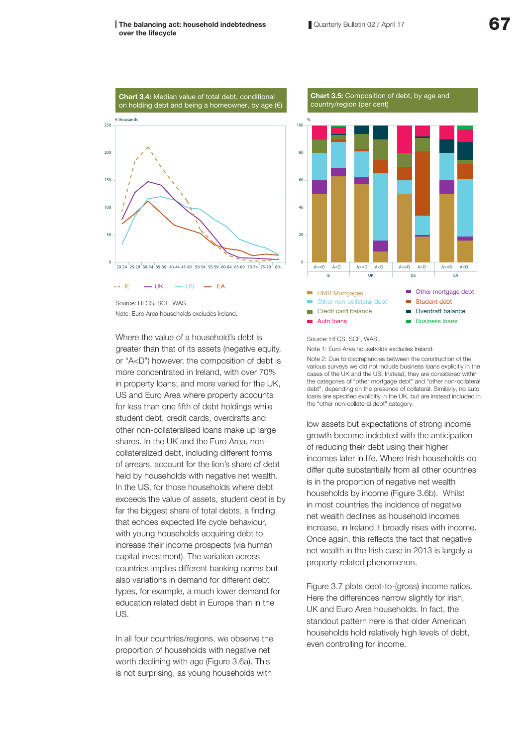**Chart 3.4:** Median value of total debt, conditional on holding debt and being a homeowner, by age (€)

Source: HFCS, SCF, WAS.

Note: Euro Area households excludes Ireland.

**Chart 3.5:** Composition of debt, by age and country/region (per cent)

Source: HFCS, SCF, WAS.

Note 1: Euro Area households excludes Ireland.

Note 2: Due to discrepancies between the construction of the various surveys we did not include business loans explicitly in the cases of the UK and the US. Instead, they are considered within the categories of "other mortgage debt" and "other non-collateral debt", depending on the presence of collateral. Similarly, no auto loans are specified explicitly in the UK, but are instead included in the "other non-collateral debt" category.

Where the value of a household's debt is greater than that of its assets (negative equity, or "A<D") however, the composition of debt is more concentrated in Ireland, with over 70% in property loans; and more varied for the UK, US and Euro Area where property accounts for less than one fifth of debt holdings while student debt, credit cards, overdrafts and other non-collateralised loans make up large shares. In the UK and the Euro Area, non-collateralized debt, including different forms of arrears, account for the lion's share of debt held by households with negative net wealth. In the US, for those households where debt exceeds the value of assets, student debt is by far the biggest share of total debts, a finding that echoes expected life cycle behaviour, with young households acquiring debt to increase their income prospects (via human capital investment). The variation across countries implies different banking norms but also variations in demand for different debt types, for example, a much lower demand for education related debt in Europe than in the US.

In all four countries/regions, we observe the proportion of households with negative net worth declining with age (Figure 3.6a). This is not surprising, as young households with low assets but expectations of strong income growth become indebted with the anticipation of reducing their debt using their higher incomes later in life. Where Irish households do differ quite substantially from all other countries is in the proportion of negative net wealth households by income (Figure 3.6b). Whilst in most countries the incidence of negative net wealth declines as household incomes increase, in Ireland it broadly rises with income. Once again, this reflects the fact that negative net wealth in the Irish case in 2013 is largely a property-related phenomenon.

Figure 3.7 plots debt-to-(gross) income ratios. Here the differences narrow slightly for Irish, UK and Euro Area households. In fact, the standout pattern here is that older American households hold relatively high levels of debt, even controlling for income.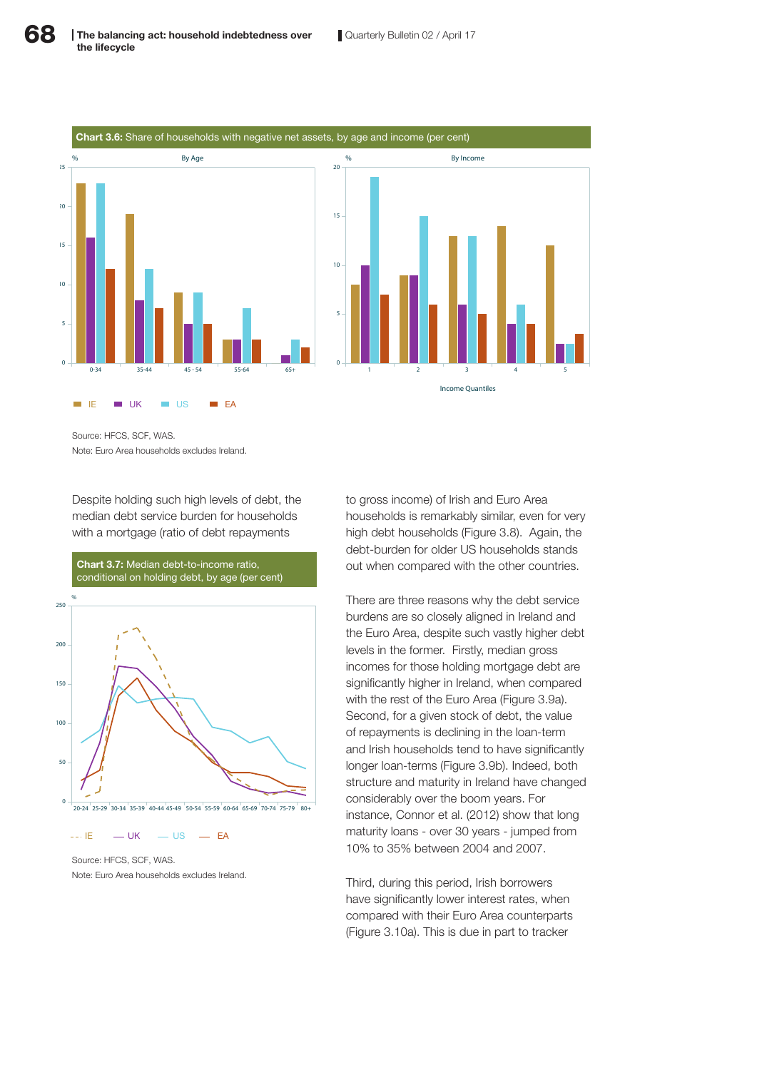**Chart 3.6:** Share of households with negative net assets, by age and income (per cent)

Source: HFCS, SCF, WAS.

Note: Euro Area households excludes Ireland.

Despite holding such high levels of debt, the median debt service burden for households with a mortgage (ratio of debt repayments to gross income) of Irish and Euro Area households is remarkably similar, even for very high debt households (Figure 3.8). Again, the debt-burden for older US households stands out when compared with the other countries.

**Chart 3.7:** Median debt-to-income ratio, conditional on holding debt, by age (per cent)

Source: HFCS, SCF, WAS.

Note: Euro Area households excludes Ireland.

There are three reasons why the debt service burdens are so closely aligned in Ireland and the Euro Area, despite such vastly higher debt levels in the former. Firstly, median gross incomes for those holding mortgage debt are significantly higher in Ireland, when compared with the rest of the Euro Area (Figure 3.9a). Second, for a given stock of debt, the value of repayments is declining in the loan-term and Irish households tend to have significantly longer loan-terms (Figure 3.9b). Indeed, both structure and maturity in Ireland have changed considerably over the boom years. For instance, Connor et al. (2012) show that long maturity loans - over 30 years - jumped from 10% to 35% between 2004 and 2007.

Third, during this period, Irish borrowers have significantly lower interest rates, when compared with their Euro Area counterparts (Figure 3.10a). This is due in part to tracker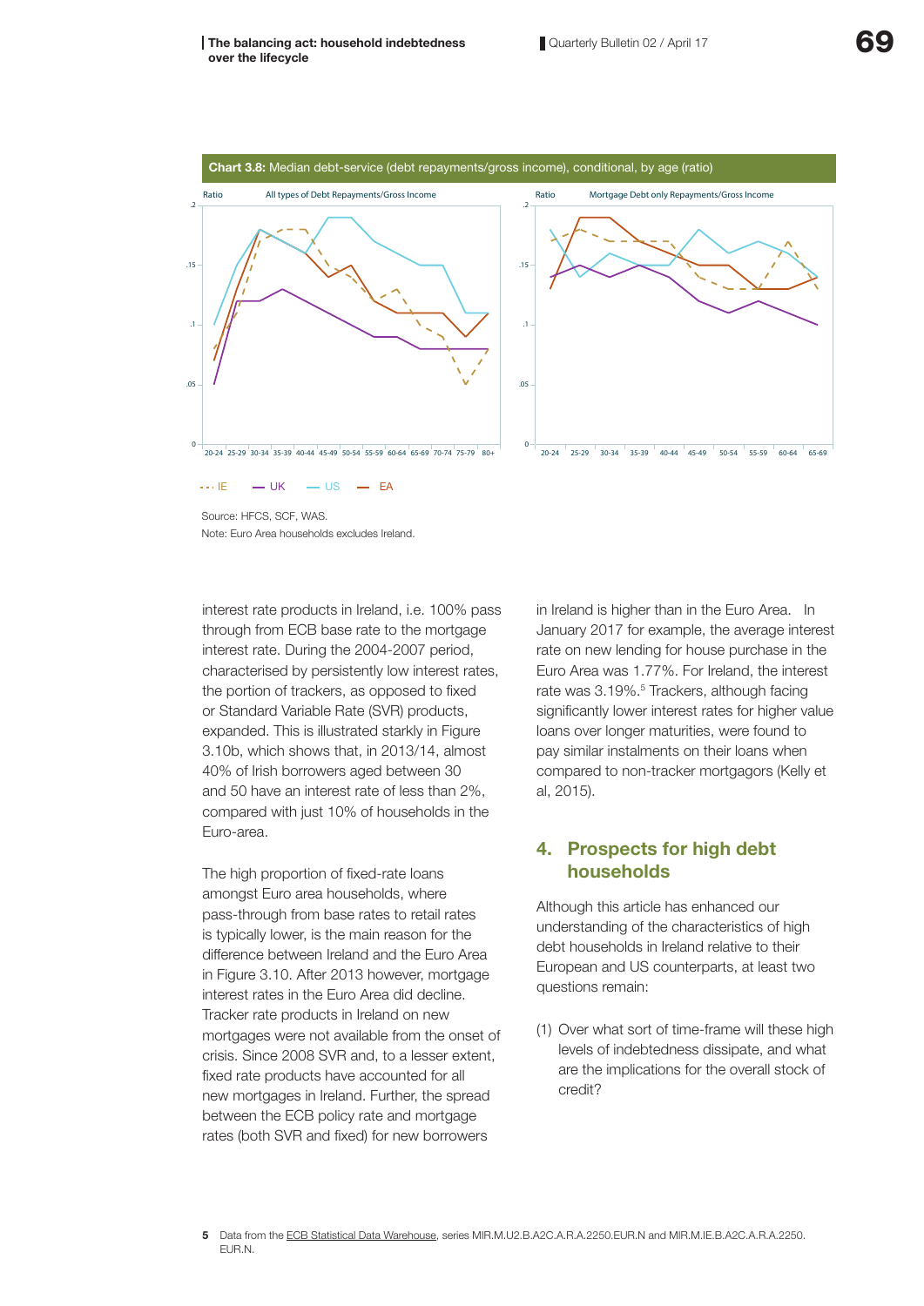**Chart 3.8:** Median debt-service (debt repayments/gross income), conditional, by age (ratio)

Source: HFCS, SCF, WAS.
Note: Euro Area households excludes Ireland.

interest rate products in Ireland, i.e. 100% pass through from ECB base rate to the mortgage interest rate. During the 2004-2007 period, characterised by persistently low interest rates, the portion of trackers, as opposed to fixed or Standard Variable Rate (SVR) products, expanded. This is illustrated starkly in Figure 3.10b, which shows that, in 2013/14, almost 40% of Irish borrowers aged between 30 and 50 have an interest rate of less than 2%, compared with just 10% of households in the Euro-area.

The high proportion of fixed-rate loans amongst Euro area households, where pass-through from base rates to retail rates is typically lower, is the main reason for the difference between Ireland and the Euro Area in Figure 3.10. After 2013 however, mortgage interest rates in the Euro Area did decline. Tracker rate products in Ireland on new mortgages were not available from the onset of crisis. Since 2008 SVR and, to a lesser extent, fixed rate products have accounted for all new mortgages in Ireland. Further, the spread between the ECB policy rate and mortgage rates (both SVR and fixed) for new borrowers in Ireland is higher than in the Euro Area. In January 2017 for example, the average interest rate on new lending for house purchase in the Euro Area was 1.77%. For Ireland, the interest rate was 3.19%.[5] Trackers, although facing significantly lower interest rates for higher value loans over longer maturities, were found to pay similar instalments on their loans when compared to non-tracker mortgagors (Kelly et al, 2015).

## 4. Prospects for high debt households

Although this article has enhanced our understanding of the characteristics of high debt households in Ireland relative to their European and US counterparts, at least two questions remain:

(1) Over what sort of time-frame will these high levels of indebtedness dissipate, and what are the implications for the overall stock of credit?

5 Data from the ECB Statistical Data Warehouse, series MIR.M.U2.B.A2C.A.R.A.2250.EUR.N and MIR.M.IE.B.A2C.A.R.A.2250.EUR.N.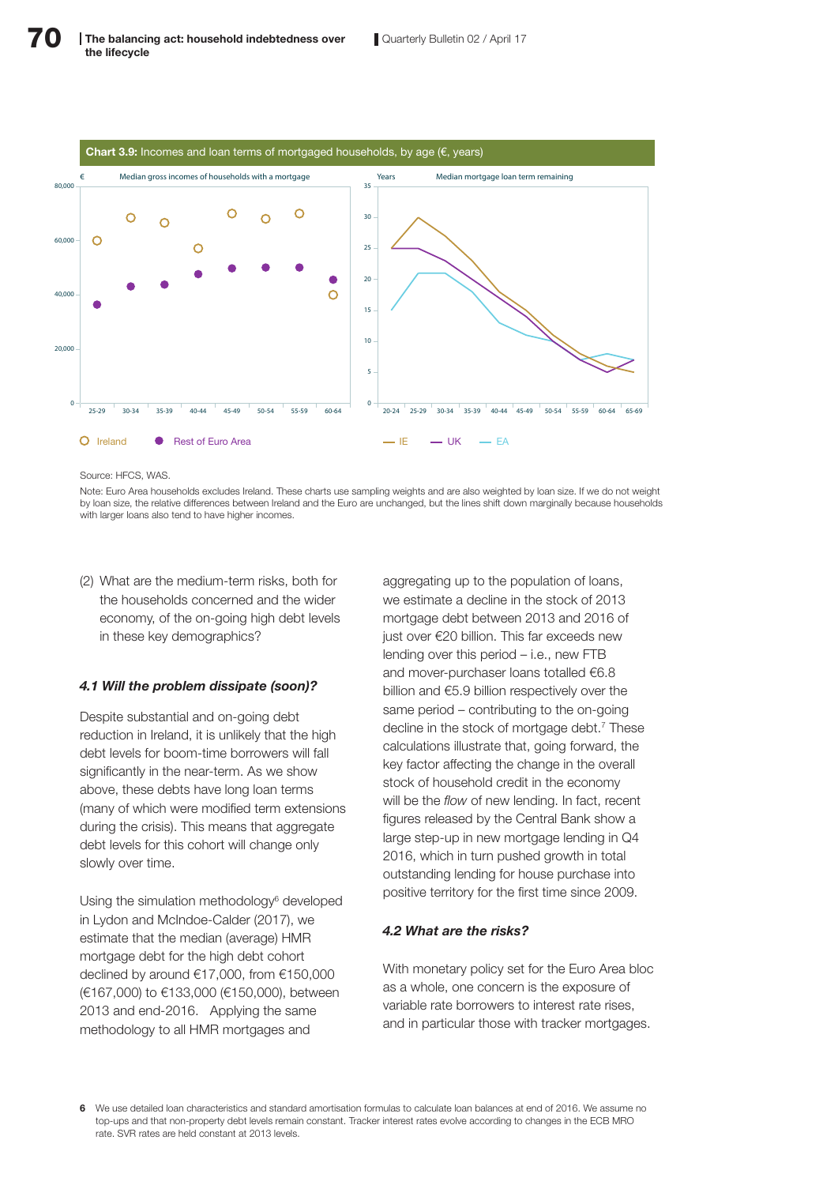**Chart 3.9:** Incomes and loan terms of mortgaged households, by age (€, years)

Source: HFCS, WAS.

Note: Euro Area households excludes Ireland. These charts use sampling weights and are also weighted by loan size. If we do not weight by loan size, the relative differences between Ireland and the Euro are unchanged, but the lines shift down marginally because households with larger loans also tend to have higher incomes.

(2) What are the medium-term risks, both for the households concerned and the wider economy, of the on-going high debt levels in these key demographics?

#### *4.1 Will the problem dissipate (soon)?*

Despite substantial and on-going debt reduction in Ireland, it is unlikely that the high debt levels for boom-time borrowers will fall significantly in the near-term. As we show above, these debts have long loan terms (many of which were modified term extensions during the crisis). This means that aggregate debt levels for this cohort will change only slowly over time.

Using the simulation methodology[6] developed in Lydon and McIndoe-Calder (2017), we estimate that the median (average) HMR mortgage debt for the high debt cohort declined by around €17,000, from €150,000 (€167,000) to €133,000 (€150,000), between 2013 and end-2016. Applying the same methodology to all HMR mortgages and aggregating up to the population of loans, we estimate a decline in the stock of 2013 mortgage debt between 2013 and 2016 of just over €20 billion. This far exceeds new lending over this period – i.e., new FTB and mover-purchaser loans totalled €6.8 billion and €5.9 billion respectively over the same period – contributing to the on-going decline in the stock of mortgage debt.[7] These calculations illustrate that, going forward, the key factor affecting the change in the overall stock of household credit in the economy will be the *flow* of new lending. In fact, recent figures released by the Central Bank show a large step-up in new mortgage lending in Q4 2016, which in turn pushed growth in total outstanding lending for house purchase into positive territory for the first time since 2009.

#### *4.2 What are the risks?*

With monetary policy set for the Euro Area bloc as a whole, one concern is the exposure of variable rate borrowers to interest rate rises, and in particular those with tracker mortgages.

6 We use detailed loan characteristics and standard amortisation formulas to calculate loan balances at end of 2016. We assume no top-ups and that non-property debt levels remain constant. Tracker interest rates evolve according to changes in the ECB MRO rate. SVR rates are held constant at 2013 levels.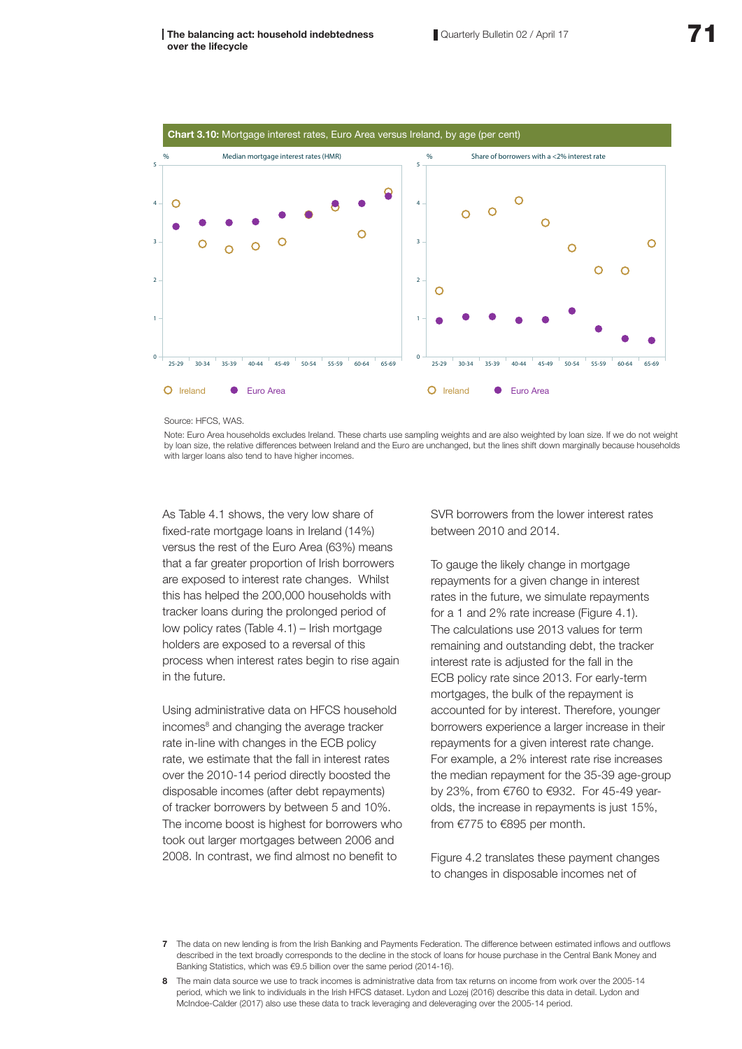**Chart 3.10:** Mortgage interest rates, Euro Area versus Ireland, by age (per cent)

Source: HFCS, WAS.

Note: Euro Area households excludes Ireland. These charts use sampling weights and are also weighted by loan size. If we do not weight by loan size, the relative differences between Ireland and the Euro are unchanged, but the lines shift down marginally because households with larger loans also tend to have higher incomes.

As Table 4.1 shows, the very low share of fixed-rate mortgage loans in Ireland (14%) versus the rest of the Euro Area (63%) means that a far greater proportion of Irish borrowers are exposed to interest rate changes. Whilst this has helped the 200,000 households with tracker loans during the prolonged period of low policy rates (Table 4.1) – Irish mortgage holders are exposed to a reversal of this process when interest rates begin to rise again in the future.

Using administrative data on HFCS household incomes[8] and changing the average tracker rate in-line with changes in the ECB policy rate, we estimate that the fall in interest rates over the 2010-14 period directly boosted the disposable incomes (after debt repayments) of tracker borrowers by between 5 and 10%. The income boost is highest for borrowers who took out larger mortgages between 2006 and 2008. In contrast, we find almost no benefit to SVR borrowers from the lower interest rates between 2010 and 2014.

To gauge the likely change in mortgage repayments for a given change in interest rates in the future, we simulate repayments for a 1 and 2% rate increase (Figure 4.1). The calculations use 2013 values for term remaining and outstanding debt, the tracker interest rate is adjusted for the fall in the ECB policy rate since 2013. For early-term mortgages, the bulk of the repayment is accounted for by interest. Therefore, younger borrowers experience a larger increase in their repayments for a given interest rate change. For example, a 2% interest rate rise increases the median repayment for the 35-39 age-group by 23%, from €760 to €932. For 45-49 year-olds, the increase in repayments is just 15%, from €775 to €895 per month.

Figure 4.2 translates these payment changes to changes in disposable incomes net of

7 The data on new lending is from the Irish Banking and Payments Federation. The difference between estimated inflows and outflows described in the text broadly corresponds to the decline in the stock of loans for house purchase in the Central Bank Money and Banking Statistics, which was €9.5 billion over the same period (2014-16).

8 The main data source we use to track incomes is administrative data from tax returns on income from work over the 2005-14 period, which we link to individuals in the Irish HFCS dataset. Lydon and Lozej (2016) describe this data in detail. Lydon and McIndoe-Calder (2017) also use these data to track leveraging and deleveraging over the 2005-14 period.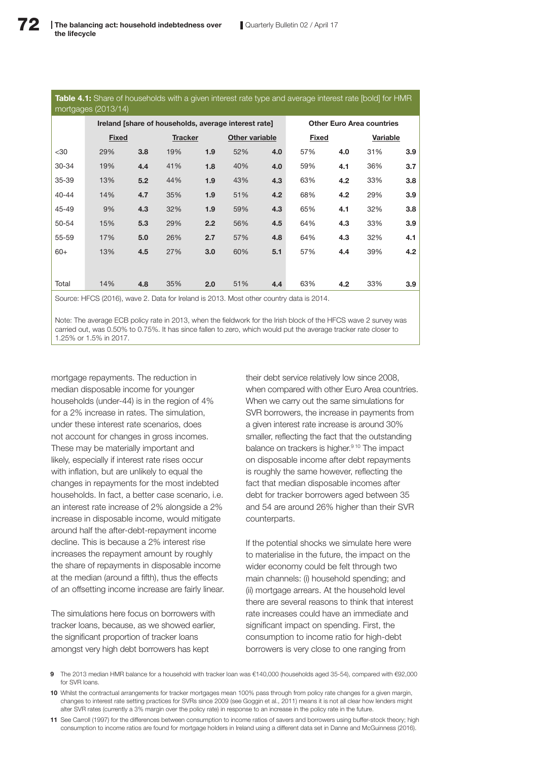**Table 4.1:** Share of households with a given interest rate type and average interest rate [bold] for HMR mortgages (2013/14)

| | Ireland [share of households, average interest rate] | | | | | | Other Euro Area countries | | | |
|---|---|---|---|---|---|---|---|---|---|---|
| | Fixed | | Tracker | | Other variable | | Fixed | | Variable | |
| <30 | 29% | **3.8** | 19% | **1.9** | 52% | **4.0** | 57% | **4.0** | 31% | **3.9** |
| 30-34 | 19% | **4.4** | 41% | **1.8** | 40% | **4.0** | 59% | **4.1** | 36% | **3.7** |
| 35-39 | 13% | **5.2** | 44% | **1.9** | 43% | **4.3** | 63% | **4.2** | 33% | **3.8** |
| 40-44 | 14% | **4.7** | 35% | **1.9** | 51% | **4.2** | 68% | **4.2** | 29% | **3.9** |
| 45-49 | 9% | **4.3** | 32% | **1.9** | 59% | **4.3** | 65% | **4.1** | 32% | **3.8** |
| 50-54 | 15% | **5.3** | 29% | **2.2** | 56% | **4.5** | 64% | **4.3** | 33% | **3.9** |
| 55-59 | 17% | **5.0** | 26% | **2.7** | 57% | **4.8** | 64% | **4.3** | 32% | **4.1** |
| 60+ | 13% | **4.5** | 27% | **3.0** | 60% | **5.1** | 57% | **4.4** | 39% | **4.2** |
| Total | 14% | **4.8** | 35% | **2.0** | 51% | **4.4** | 63% | **4.2** | 33% | **3.9** |

Source: HFCS (2016), wave 2. Data for Ireland is 2013. Most other country data is 2014.

Note: The average ECB policy rate in 2013, when the fieldwork for the Irish block of the HFCS wave 2 survey was carried out, was 0.50% to 0.75%. It has since fallen to zero, which would put the average tracker rate closer to 1.25% or 1.5% in 2017.

mortgage repayments. The reduction in median disposable income for younger households (under-44) is in the region of 4% for a 2% increase in rates. The simulation, under these interest rate scenarios, does not account for changes in gross incomes. These may be materially important and likely, especially if interest rate rises occur with inflation, but are unlikely to equal the changes in repayments for the most indebted households. In fact, a better case scenario, i.e. an interest rate increase of 2% alongside a 2% increase in disposable income, would mitigate around half the after-debt-repayment income decline. This is because a 2% interest rise increases the repayment amount by roughly the share of repayments in disposable income at the median (around a fifth), thus the effects of an offsetting income increase are fairly linear.

The simulations here focus on borrowers with tracker loans, because, as we showed earlier, the significant proportion of tracker loans amongst very high debt borrowers has kept their debt service relatively low since 2008, when compared with other Euro Area countries. When we carry out the same simulations for SVR borrowers, the increase in payments from a given interest rate increase is around 30% smaller, reflecting the fact that the outstanding balance on trackers is higher.[9,10] The impact on disposable income after debt repayments is roughly the same however, reflecting the fact that median disposable incomes after debt for tracker borrowers aged between 35 and 54 are around 26% higher than their SVR counterparts.

If the potential shocks we simulate here were to materialise in the future, the impact on the wider economy could be felt through two main channels: (i) household spending; and (ii) mortgage arrears. At the household level there are several reasons to think that interest rate increases could have an immediate and significant impact on spending. First, the consumption to income ratio for high-debt borrowers is very close to one ranging from

9 The 2013 median HMR balance for a household with tracker loan was €140,000 (households aged 35-54), compared with €92,000 for SVR loans.

10 Whilst the contractual arrangements for tracker mortgages mean 100% pass through from policy rate changes for a given margin, changes to interest rate setting practices for SVRs since 2009 (see Goggin et al., 2011) means it is not all clear how lenders might alter SVR rates (currently a 3% margin over the policy rate) in response to an increase in the policy rate in the future.

11 See Carroll (1997) for the differences between consumption to income ratios of savers and borrowers using buffer-stock theory; high consumption to income ratios are found for mortgage holders in Ireland using a different data set in Danne and McGuinness (2016).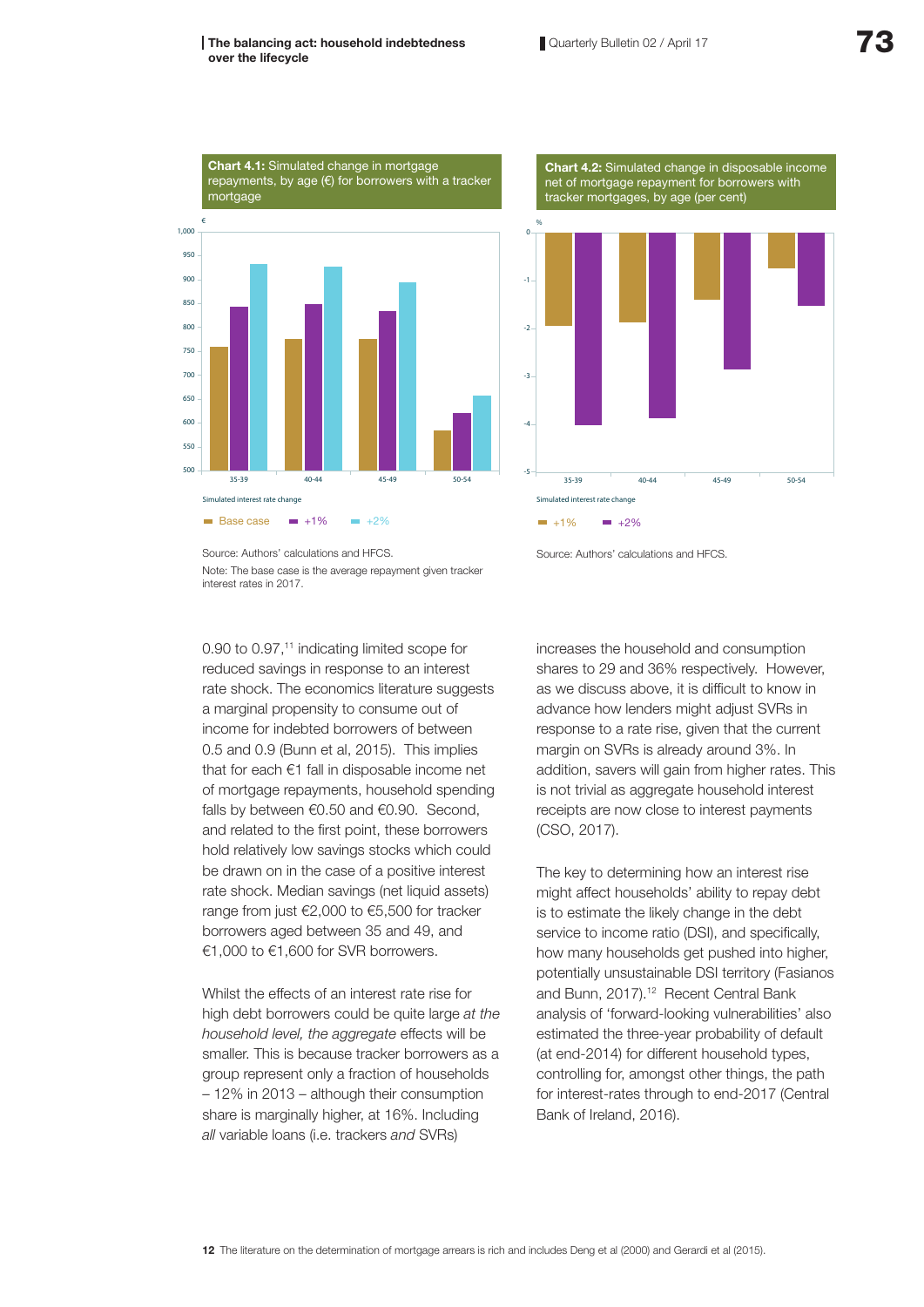**Chart 4.1:** Simulated change in mortgage repayments, by age (€) for borrowers with a tracker mortgage

Source: Authors' calculations and HFCS.

Note: The base case is the average repayment given tracker interest rates in 2017.

**Chart 4.2:** Simulated change in disposable income net of mortgage repayment for borrowers with tracker mortgages, by age (per cent)

Source: Authors' calculations and HFCS.

0.90 to 0.97,[11] indicating limited scope for reduced savings in response to an interest rate shock. The economics literature suggests a marginal propensity to consume out of income for indebted borrowers of between 0.5 and 0.9 (Bunn et al, 2015). This implies that for each €1 fall in disposable income net of mortgage repayments, household spending falls by between €0.50 and €0.90. Second, and related to the first point, these borrowers hold relatively low savings stocks which could be drawn on in the case of a positive interest rate shock. Median savings (net liquid assets) range from just €2,000 to €5,500 for tracker borrowers aged between 35 and 49, and €1,000 to €1,600 for SVR borrowers.

Whilst the effects of an interest rate rise for high debt borrowers could be quite large *at the household level, the aggregate* effects will be smaller. This is because tracker borrowers as a group represent only a fraction of households – 12% in 2013 – although their consumption share is marginally higher, at 16%. Including *all* variable loans (i.e. trackers *and* SVRs) increases the household and consumption shares to 29 and 36% respectively. However, as we discuss above, it is difficult to know in advance how lenders might adjust SVRs in response to a rate rise, given that the current margin on SVRs is already around 3%. In addition, savers will gain from higher rates. This is not trivial as aggregate household interest receipts are now close to interest payments (CSO, 2017).

The key to determining how an interest rise might affect households' ability to repay debt is to estimate the likely change in the debt service to income ratio (DSI), and specifically, how many households get pushed into higher, potentially unsustainable DSI territory (Fasianos and Bunn, 2017).[12] Recent Central Bank analysis of 'forward-looking vulnerabilities' also estimated the three-year probability of default (at end-2014) for different household types, controlling for, amongst other things, the path for interest-rates through to end-2017 (Central Bank of Ireland, 2016).

**12** The literature on the determination of mortgage arrears is rich and includes Deng et al (2000) and Gerardi et al (2015).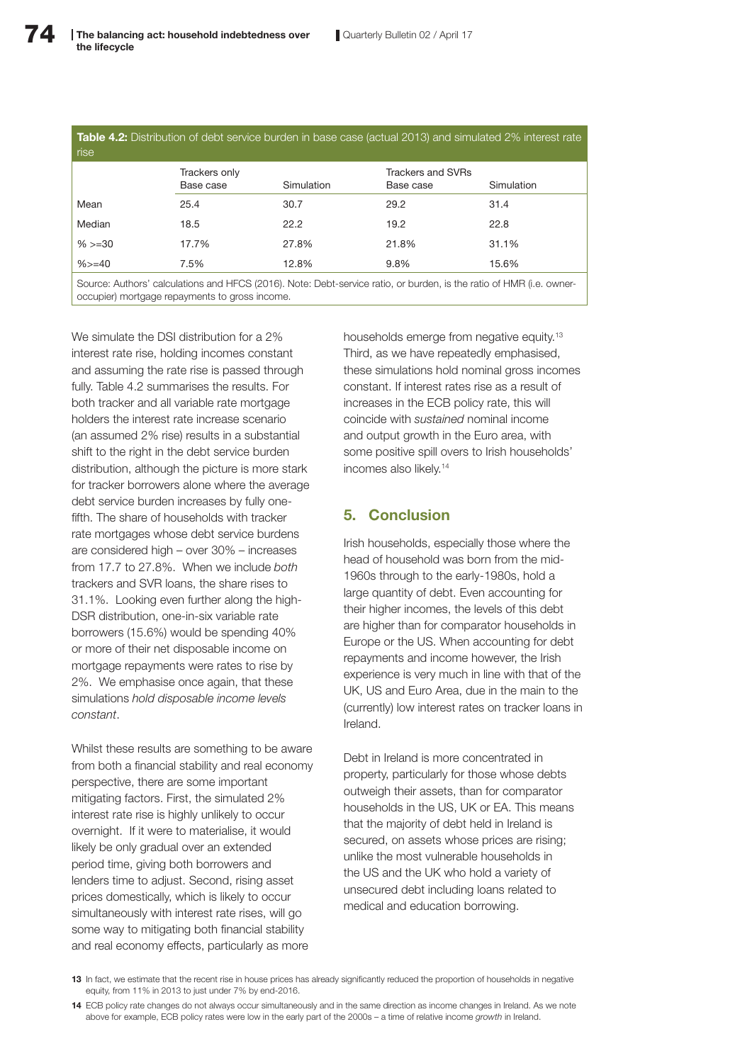**Table 4.2:** Distribution of debt service burden in base case (actual 2013) and simulated 2% interest rate rise

| | Trackers only Base case | Simulation | Trackers and SVRs Base case | Simulation |
|---|---|---|---|---|
| Mean | 25.4 | 30.7 | 29.2 | 31.4 |
| Median | 18.5 | 22.2 | 19.2 | 22.8 |
| % >=30 | 17.7% | 27.8% | 21.8% | 31.1% |
| %>=40 | 7.5% | 12.8% | 9.8% | 15.6% |

Source: Authors' calculations and HFCS (2016). Note: Debt-service ratio, or burden, is the ratio of HMR (i.e. owner-occupier) mortgage repayments to gross income.

We simulate the DSI distribution for a 2% interest rate rise, holding incomes constant and assuming the rate rise is passed through fully. Table 4.2 summarises the results. For both tracker and all variable rate mortgage holders the interest rate increase scenario (an assumed 2% rise) results in a substantial shift to the right in the debt service burden distribution, although the picture is more stark for tracker borrowers alone where the average debt service burden increases by fully one-fifth. The share of households with tracker rate mortgages whose debt service burdens are considered high – over 30% – increases from 17.7 to 27.8%. When we include *both* trackers and SVR loans, the share rises to 31.1%. Looking even further along the high-DSR distribution, one-in-six variable rate borrowers (15.6%) would be spending 40% or more of their net disposable income on mortgage repayments were rates to rise by 2%. We emphasise once again, that these simulations *hold disposable income levels constant*.

Whilst these results are something to be aware from both a financial stability and real economy perspective, there are some important mitigating factors. First, the simulated 2% interest rate rise is highly unlikely to occur overnight. If it were to materialise, it would likely be only gradual over an extended period time, giving both borrowers and lenders time to adjust. Second, rising asset prices domestically, which is likely to occur simultaneously with interest rate rises, will go some way to mitigating both financial stability and real economy effects, particularly as more households emerge from negative equity.[13] Third, as we have repeatedly emphasised, these simulations hold nominal gross incomes constant. If interest rates rise as a result of increases in the ECB policy rate, this will coincide with *sustained* nominal income and output growth in the Euro area, with some positive spill overs to Irish households' incomes also likely.[14]

## 5. Conclusion

Irish households, especially those where the head of household was born from the mid-1960s through to the early-1980s, hold a large quantity of debt. Even accounting for their higher incomes, the levels of this debt are higher than for comparator households in Europe or the US. When accounting for debt repayments and income however, the Irish experience is very much in line with that of the UK, US and Euro Area, due in the main to the (currently) low interest rates on tracker loans in Ireland.

Debt in Ireland is more concentrated in property, particularly for those whose debts outweigh their assets, than for comparator households in the US, UK or EA. This means that the majority of debt held in Ireland is secured, on assets whose prices are rising; unlike the most vulnerable households in the US and the UK who hold a variety of unsecured debt including loans related to medical and education borrowing.

13 In fact, we estimate that the recent rise in house prices has already significantly reduced the proportion of households in negative equity, from 11% in 2013 to just under 7% by end-2016.

14 ECB policy rate changes do not always occur simultaneously and in the same direction as income changes in Ireland. As we note above for example, ECB policy rates were low in the early part of the 2000s – a time of relative income *growth* in Ireland.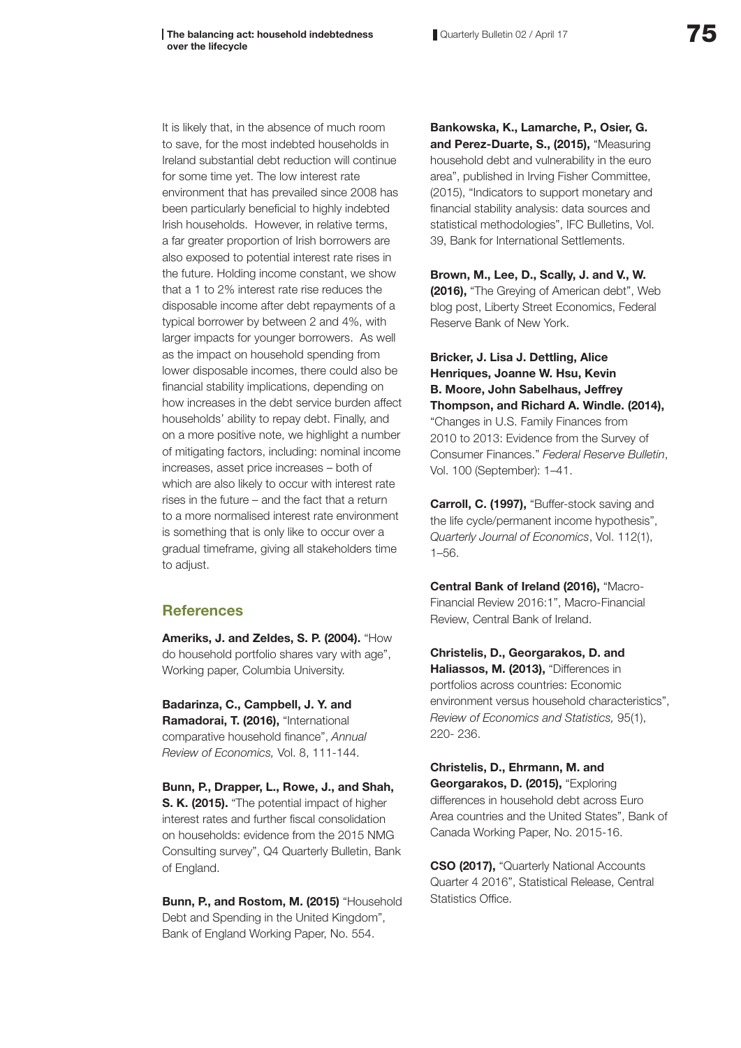It is likely that, in the absence of much room to save, for the most indebted households in Ireland substantial debt reduction will continue for some time yet. The low interest rate environment that has prevailed since 2008 has been particularly beneficial to highly indebted Irish households. However, in relative terms, a far greater proportion of Irish borrowers are also exposed to potential interest rate rises in the future. Holding income constant, we show that a 1 to 2% interest rate rise reduces the disposable income after debt repayments of a typical borrower by between 2 and 4%, with larger impacts for younger borrowers. As well as the impact on household spending from lower disposable incomes, there could also be financial stability implications, depending on how increases in the debt service burden affect households' ability to repay debt. Finally, and on a more positive note, we highlight a number of mitigating factors, including: nominal income increases, asset price increases – both of which are also likely to occur with interest rate rises in the future – and the fact that a return to a more normalised interest rate environment is something that is only like to occur over a gradual timeframe, giving all stakeholders time to adjust.

## References

**Ameriks, J. and Zeldes, S. P. (2004).** "How do household portfolio shares vary with age", Working paper, Columbia University.

**Badarinza, C., Campbell, J. Y. and Ramadorai, T. (2016),** "International comparative household finance", *Annual Review of Economics,* Vol. 8, 111-144.

**Bunn, P., Drapper, L., Rowe, J., and Shah, S. K. (2015).** "The potential impact of higher interest rates and further fiscal consolidation on households: evidence from the 2015 NMG Consulting survey", Q4 Quarterly Bulletin, Bank of England.

**Bunn, P., and Rostom, M. (2015)** "Household Debt and Spending in the United Kingdom", Bank of England Working Paper, No. 554.

**Bankowska, K., Lamarche, P., Osier, G. and Perez-Duarte, S., (2015),** "Measuring household debt and vulnerability in the euro area", published in Irving Fisher Committee, (2015), "Indicators to support monetary and financial stability analysis: data sources and statistical methodologies", IFC Bulletins, Vol. 39, Bank for International Settlements.

**Brown, M., Lee, D., Scally, J. and V., W. (2016),** "The Greying of American debt", Web blog post, Liberty Street Economics, Federal Reserve Bank of New York.

**Bricker, J. Lisa J. Dettling, Alice Henriques, Joanne W. Hsu, Kevin B. Moore, John Sabelhaus, Jeffrey Thompson, and Richard A. Windle. (2014),** "Changes in U.S. Family Finances from 2010 to 2013: Evidence from the Survey of Consumer Finances." *Federal Reserve Bulletin*, Vol. 100 (September): 1–41.

**Carroll, C. (1997),** "Buffer-stock saving and the life cycle/permanent income hypothesis", *Quarterly Journal of Economics*, Vol. 112(1), 1–56.

**Central Bank of Ireland (2016),** "Macro-Financial Review 2016:1", Macro-Financial Review, Central Bank of Ireland.

**Christelis, D., Georgarakos, D. and Haliassos, M. (2013),** "Differences in portfolios across countries: Economic environment versus household characteristics", *Review of Economics and Statistics,* 95(1), 220- 236.

**Christelis, D., Ehrmann, M. and Georgarakos, D. (2015),** "Exploring differences in household debt across Euro Area countries and the United States", Bank of Canada Working Paper, No. 2015-16.

**CSO (2017),** "Quarterly National Accounts Quarter 4 2016", Statistical Release, Central Statistics Office.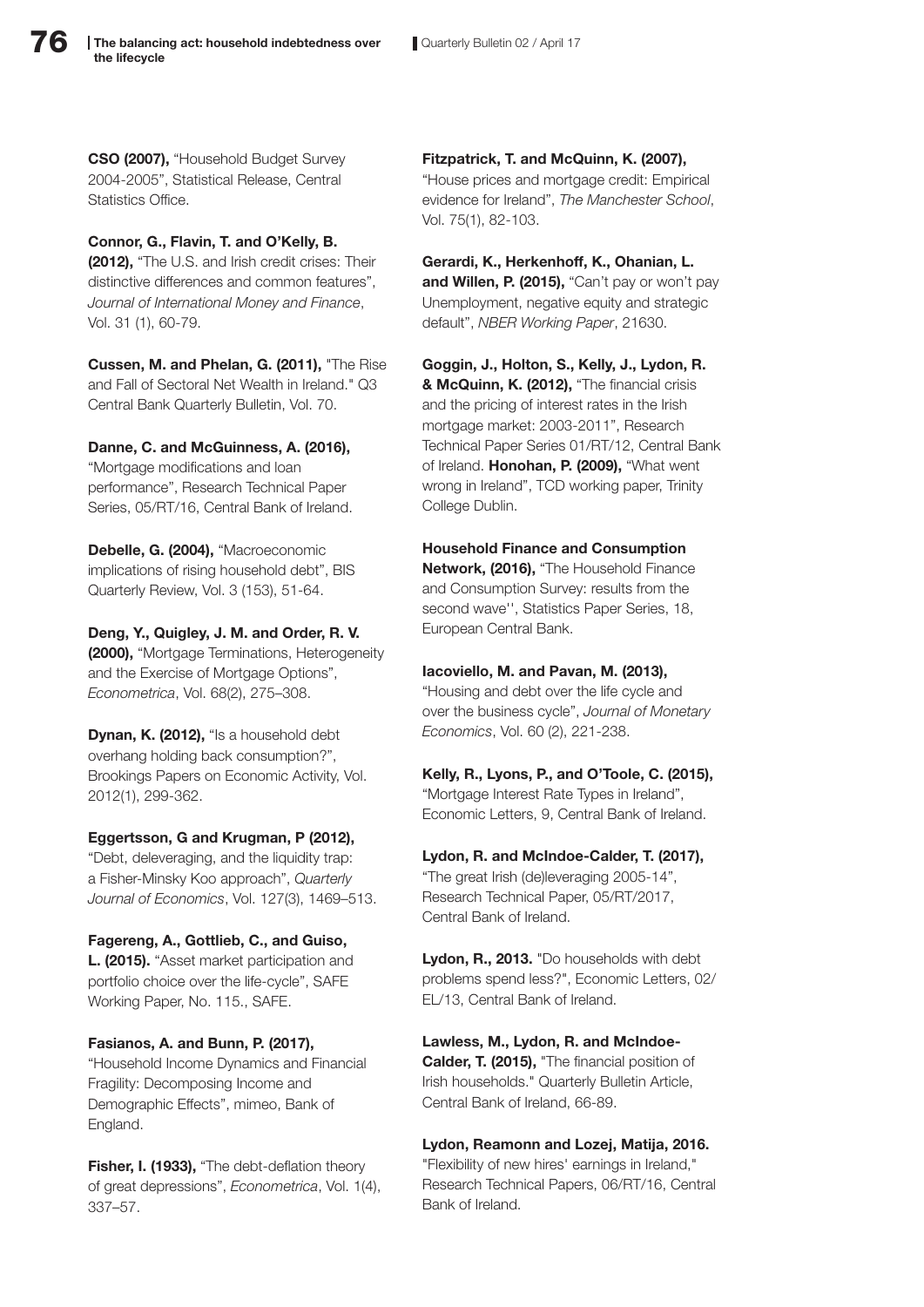**CSO (2007),** "Household Budget Survey 2004-2005", Statistical Release, Central Statistics Office.

**Connor, G., Flavin, T. and O'Kelly, B. (2012),** "The U.S. and Irish credit crises: Their distinctive differences and common features", *Journal of International Money and Finance*, Vol. 31 (1), 60-79.

**Cussen, M. and Phelan, G. (2011),** "The Rise and Fall of Sectoral Net Wealth in Ireland." Q3 Central Bank Quarterly Bulletin, Vol. 70.

**Danne, C. and McGuinness, A. (2016),** "Mortgage modifications and loan performance", Research Technical Paper Series, 05/RT/16, Central Bank of Ireland.

**Debelle, G. (2004),** "Macroeconomic implications of rising household debt", BIS Quarterly Review, Vol. 3 (153), 51-64.

**Deng, Y., Quigley, J. M. and Order, R. V. (2000),** "Mortgage Terminations, Heterogeneity and the Exercise of Mortgage Options", *Econometrica*, Vol. 68(2), 275–308.

**Dynan, K. (2012),** "Is a household debt overhang holding back consumption?", Brookings Papers on Economic Activity, Vol. 2012(1), 299-362.

**Eggertsson, G and Krugman, P (2012),** "Debt, deleveraging, and the liquidity trap: a Fisher-Minsky Koo approach", *Quarterly Journal of Economics*, Vol. 127(3), 1469–513.

**Fagereng, A., Gottlieb, C., and Guiso, L. (2015).** "Asset market participation and portfolio choice over the life-cycle", SAFE Working Paper, No. 115., SAFE.

**Fasianos, A. and Bunn, P. (2017),** "Household Income Dynamics and Financial Fragility: Decomposing Income and Demographic Effects", mimeo, Bank of England.

**Fisher, I. (1933),** "The debt-deflation theory of great depressions", *Econometrica*, Vol. 1(4), 337–57.

**Fitzpatrick, T. and McQuinn, K. (2007),** "House prices and mortgage credit: Empirical evidence for Ireland", *The Manchester School*, Vol. 75(1), 82-103.

**Gerardi, K., Herkenhoff, K., Ohanian, L. and Willen, P. (2015),** "Can't pay or won't pay Unemployment, negative equity and strategic default", *NBER Working Paper*, 21630.

**Goggin, J., Holton, S., Kelly, J., Lydon, R. & McQuinn, K. (2012),** "The financial crisis and the pricing of interest rates in the Irish mortgage market: 2003-2011", Research Technical Paper Series 01/RT/12, Central Bank of Ireland. **Honohan, P. (2009),** "What went wrong in Ireland", TCD working paper, Trinity College Dublin.

**Household Finance and Consumption Network, (2016),** "The Household Finance and Consumption Survey: results from the second wave'', Statistics Paper Series, 18, European Central Bank.

**Iacoviello, M. and Pavan, M. (2013),** "Housing and debt over the life cycle and over the business cycle", *Journal of Monetary Economics*, Vol. 60 (2), 221-238.

**Kelly, R., Lyons, P., and O'Toole, C. (2015),** "Mortgage Interest Rate Types in Ireland", Economic Letters, 9, Central Bank of Ireland.

**Lydon, R. and McIndoe-Calder, T. (2017),** "The great Irish (de)leveraging 2005-14", Research Technical Paper, 05/RT/2017, Central Bank of Ireland.

**Lydon, R., 2013.** "Do households with debt problems spend less?", Economic Letters, 02/EL/13, Central Bank of Ireland.

**Lawless, M., Lydon, R. and McIndoe-Calder, T. (2015),** "The financial position of Irish households." Quarterly Bulletin Article, Central Bank of Ireland, 66-89.

**Lydon, Reamonn and Lozej, Matija, 2016.** "Flexibility of new hires' earnings in Ireland," Research Technical Papers, 06/RT/16, Central Bank of Ireland.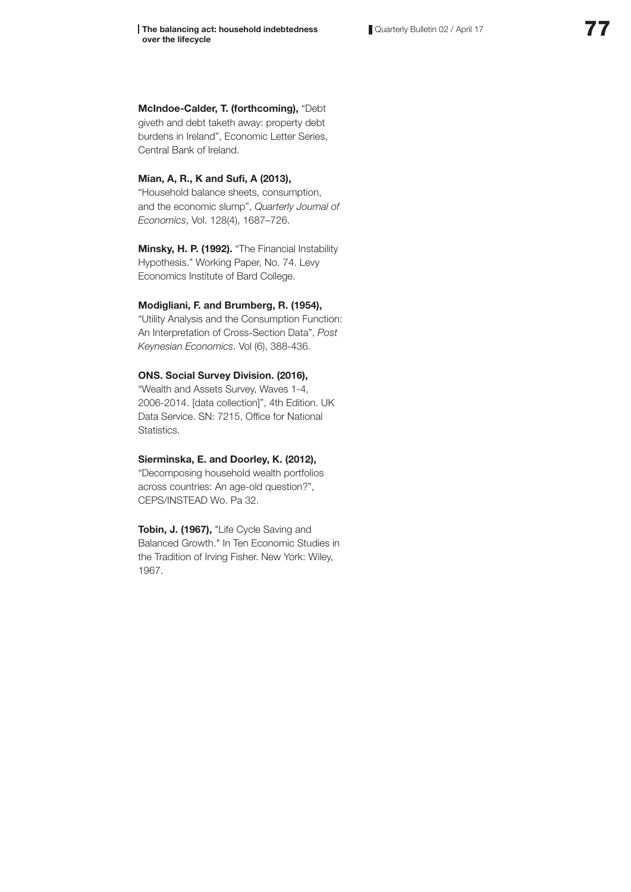**McIndoe-Calder, T. (forthcoming),** "Debt giveth and debt taketh away: property debt burdens in Ireland", Economic Letter Series, Central Bank of Ireland.

**Mian, A, R., K and Sufi, A (2013),** "Household balance sheets, consumption, and the economic slump", *Quarterly Journal of Economics*, Vol. 128(4), 1687–726.

**Minsky, H. P. (1992).** "The Financial Instability Hypothesis." Working Paper, No. 74. Levy Economics Institute of Bard College.

**Modigliani, F. and Brumberg, R. (1954),** "Utility Analysis and the Consumption Function: An Interpretation of Cross-Section Data", *Post Keynesian Economics*. Vol (6), 388-436.

**ONS. Social Survey Division. (2016),** "Wealth and Assets Survey, Waves 1-4, 2006-2014. [data collection]", 4th Edition. UK Data Service. SN: 7215, Office for National Statistics.

**Sierminska, E. and Doorley, K. (2012),** "Decomposing household wealth portfolios across countries: An age-old question?", CEPS/INSTEAD Wo. Pa 32.

**Tobin, J. (1967),** "Life Cycle Saving and Balanced Growth." In Ten Economic Studies in the Tradition of Irving Fisher. New York: Wiley, 1967.